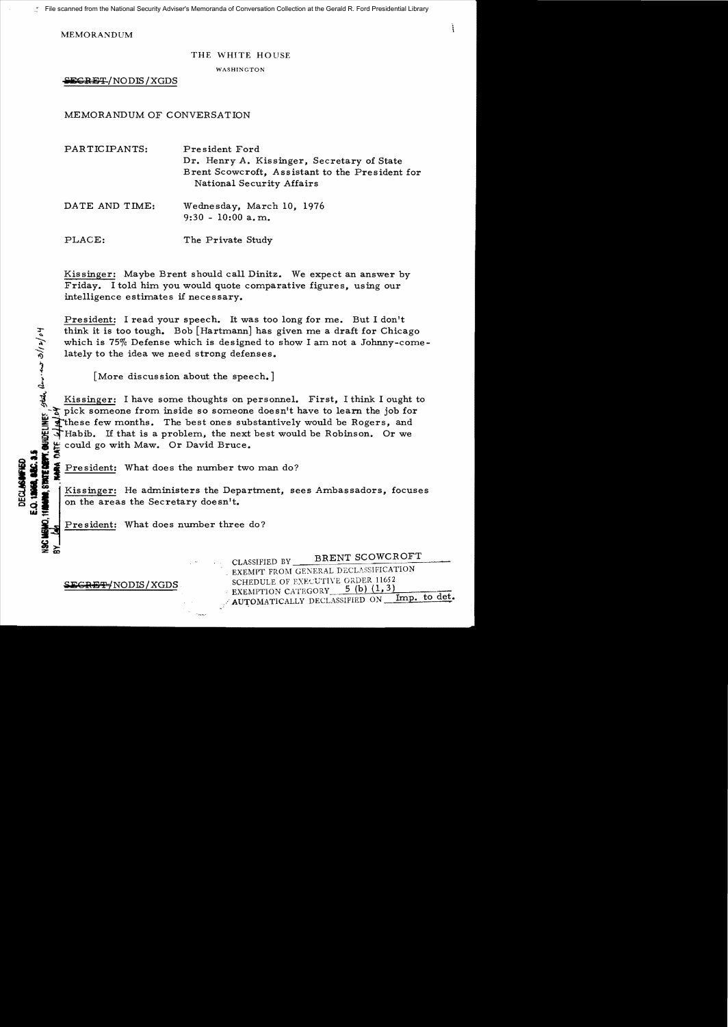File scanned from the National Security Adviser's Memoranda of Conversation Collection at the Gerald R. Ford Presidential Library

MEMORANDUM

THE WHITE HOUSE

WASHINGTON

~~SECRET~~/NODIS/XGDS

MEMORANDUM OF CONVERSATION

PARTICIPANTS: President Ford
Dr. Henry A. Kissinger, Secretary of State
Brent Scowcroft, Assistant to the President for National Security Affairs

DATE AND TIME: Wednesday, March 10, 1976
9:30 - 10:00 a.m.

PLACE: The Private Study

Kissinger: Maybe Brent should call Dinitz. We expect an answer by Friday. I told him you would quote comparative figures, using our intelligence estimates if necessary.

President: I read your speech. It was too long for me. But I don't think it is too tough. Bob [Hartmann] has given me a draft for Chicago which is 75% Defense which is designed to show I am not a Johnny-come-lately to the idea we need strong defenses.

[More discussion about the speech.]

Kissinger: I have some thoughts on personnel. First, I think I ought to pick someone from inside so someone doesn't have to learn the job for these few months. The best ones substantively would be Rogers, and Habib. If that is a problem, the next best would be Robinson. Or we could go with Maw. Or David Bruce.

President: What does the number two man do?

Kissinger: He administers the Department, sees Ambassadors, focuses on the areas the Secretary doesn't.

President: What does number three do?

DECLASSIFIED
E.O. 12958, SEC. 3.5
NSC MEMO, 11/24/98, STATE DEPT. GUIDELINES
BY [illegible], NARA, DATE [illegible]

~~SECRET~~/NODIS/XGDS

CLASSIFIED BY BRENT SCOWCROFT
EXEMPT FROM GENERAL DECLASSIFICATION
SCHEDULE OF EXECUTIVE ORDER 11652
EXEMPTION CATEGORY 5 (b) (1, 3)
AUTOMATICALLY DECLASSIFIED ON Imp. to det.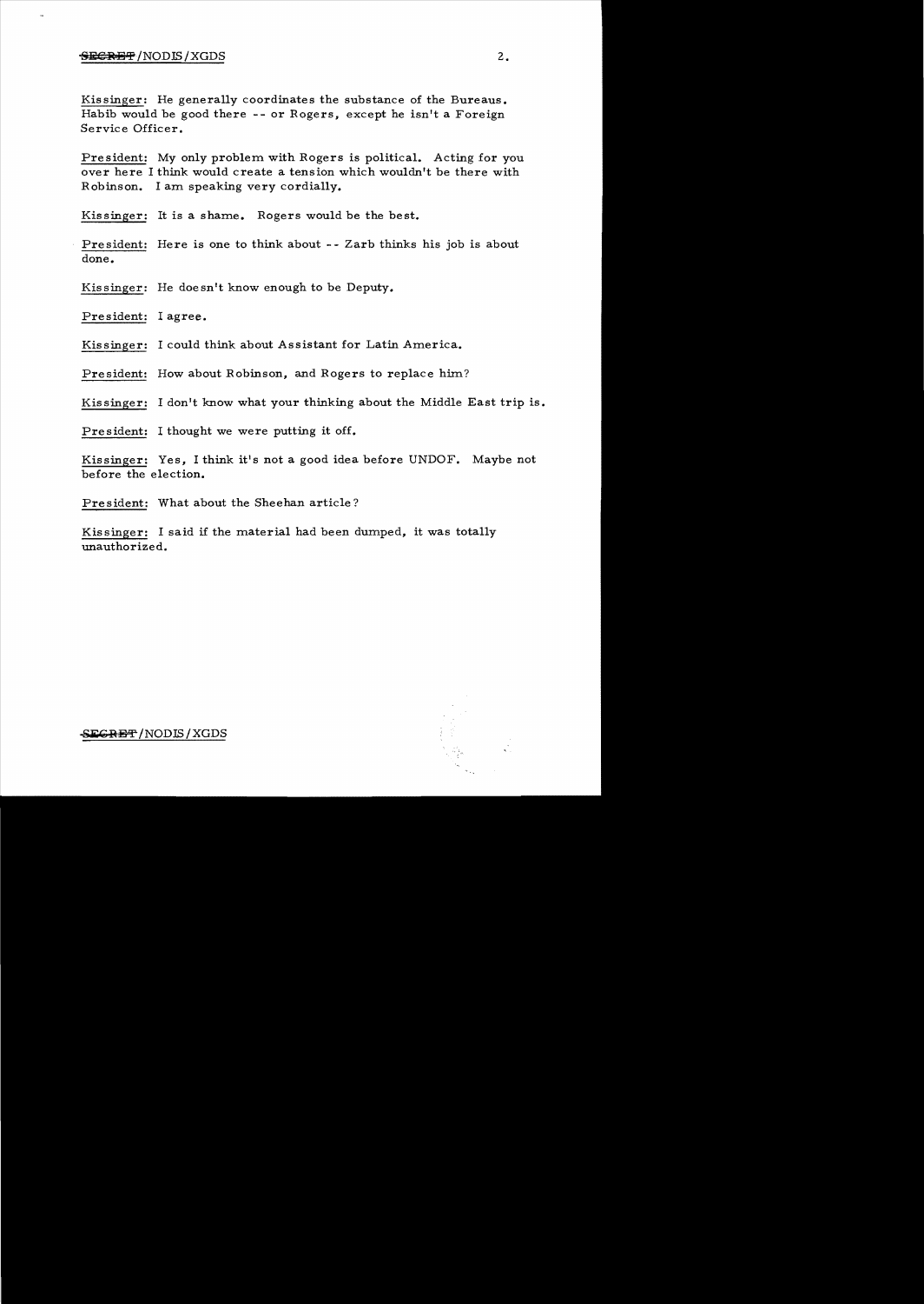Kissinger: He generally coordinates the substance of the Bureaus. Habib would be good there -- or Rogers, except he isn't a Foreign Service Officer.

President: My only problem with Rogers is political. Acting for you over here I think would create a tension which wouldn't be there with Robinson. I am speaking very cordially.

Kissinger: It is a shame. Rogers would be the best.

President: Here is one to think about -- Zarb thinks his job is about done.

Kissinger: He doesn't know enough to be Deputy.

President: I agree.

Kissinger: I could think about Assistant for Latin America.

President: How about Robinson, and Rogers to replace him?

Kissinger: I don't know what your thinking about the Middle East trip is.

President: I thought we were putting it off.

Kissinger: Yes, I think it's not a good idea before UNDOF. Maybe not before the election.

President: What about the Sheehan article?

Kissinger: I said if the material had been dumped, it was totally unauthorized.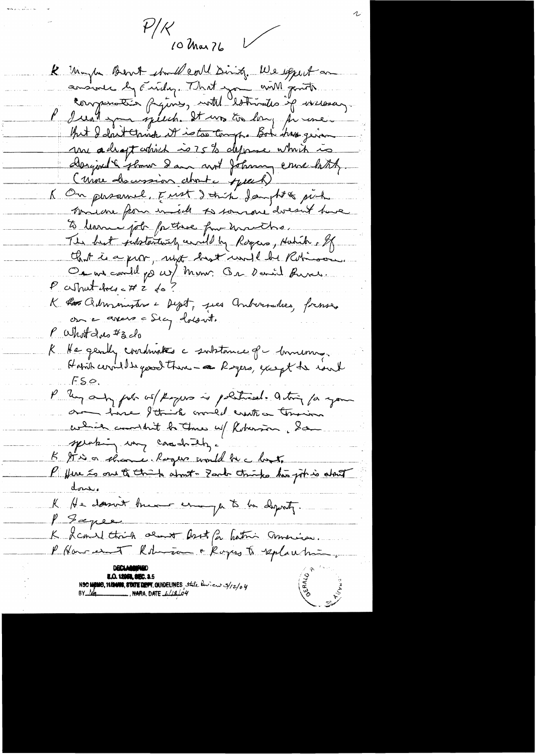P/K
10 Mar 76

K Maybe Brent should call Dinitz. We expect an answer by Friday. That you will get to compensation figures, with estimates if necessary.

P I read your speech. It was too long for me. But I don't think it is too tough. Bob has given me a draft which is 75% defense which is designed to show I am not Johnny come lately. (More discussion about the speech)

K On personnel, First I think [illegible] pick someone from inside so someone doesn't have to learn job for these few months. The best substantively would be Rogers, Habib. If that is a prob, next best would be Robinson. Or we could go w/ Maw. Or David Bruce.

P What does the #2 do?

K Administers the Dept, sees Ambassadors, presses on the areas the Secy doesn't.

P What does #3 do

K He generally coordinates the substance of the bureaus. Habib would be good there — or Rogers, except he isn't FSO.

P My only prob w/ Rogers is political. A thing for you and here I think would create a tension which wouldn't be there w/ Robinson. I am speaking very candidly.

K It's a shame. Rogers would be the best.

P Here is one to think about — Zarb thinks his job is about done.

K He doesn't know enough to be deputy.

P I agree.

K I could think about Ford for Latin America.

P How about Robinson & Rogers to replace him,

DECLASSIFIED
E.O. 12958, SEC. 3.5
NSC MEMO, 11/24/98, STATE DEPT. GUIDELINES State Review 3/12/04
BY [illegible], NARA, DATE 6/18/04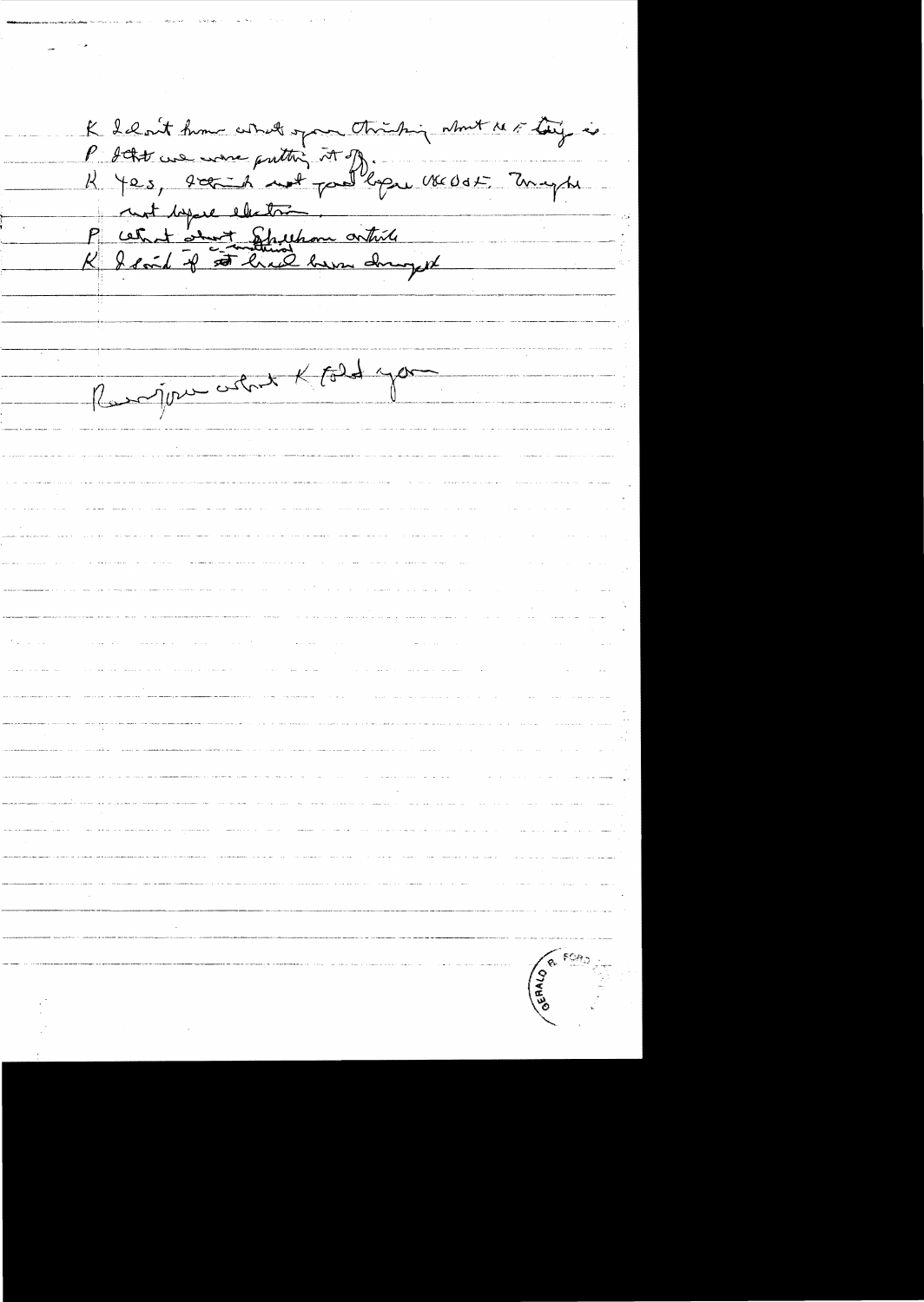K I don't know what you thinking about re Liz is

P I thot we were putting it off.

K Yes, I think not good before UNGA. Maybe not before election.

P What about Shulman article

K I said if it had been changed

Remind me what K told you